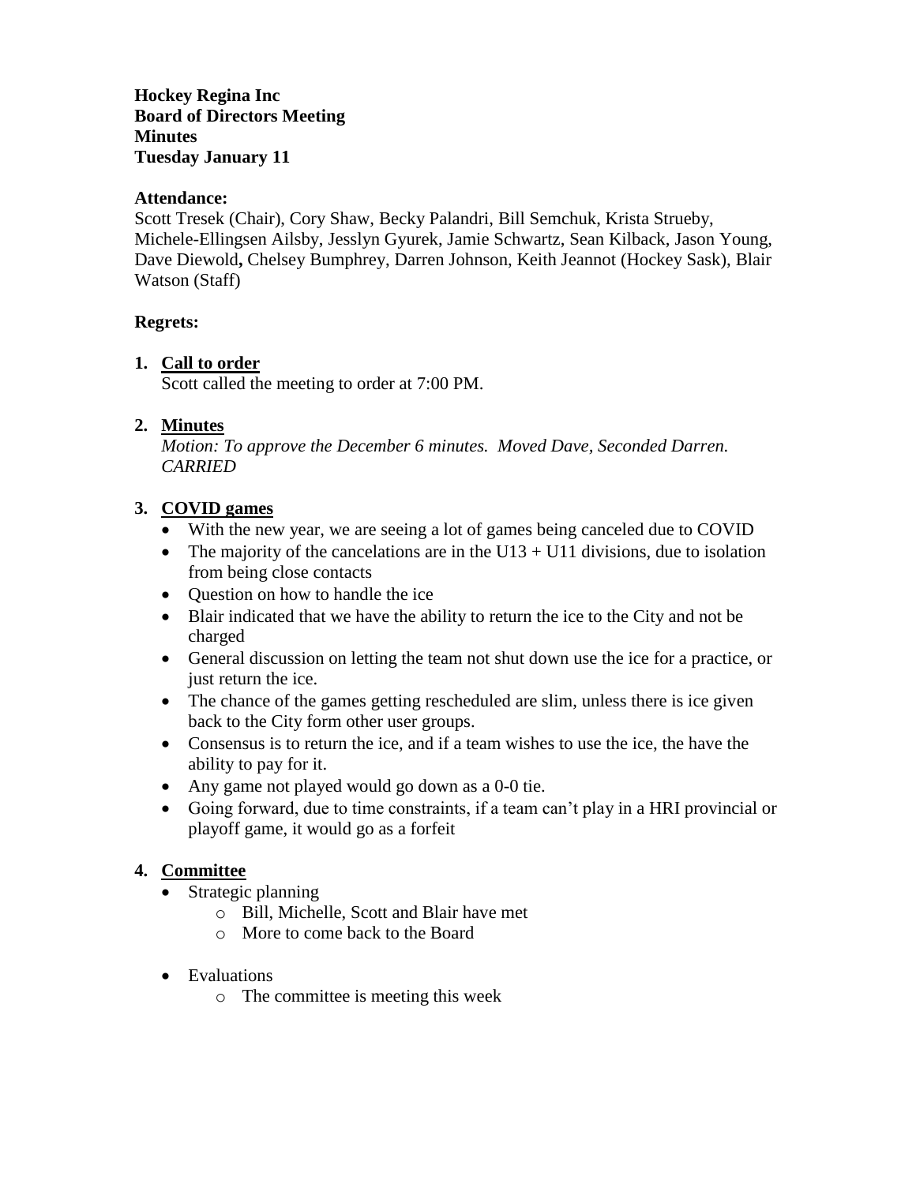**Hockey Regina Inc**
**Board of Directors Meeting**
**Minutes**
**Tuesday January 11**

**Attendance:**
Scott Tresek (Chair), Cory Shaw, Becky Palandri, Bill Semchuk, Krista Strueby, Michele-Ellingsen Ailsby, Jesslyn Gyurek, Jamie Schwartz, Sean Kilback, Jason Young, Dave Diewold**,** Chelsey Bumphrey, Darren Johnson, Keith Jeannot (Hockey Sask), Blair Watson (Staff)

**Regrets:**

1. **Call to order**
   Scott called the meeting to order at 7:00 PM.

2. **Minutes**
   *Motion: To approve the December 6 minutes. Moved Dave, Seconded Darren. CARRIED*

3. **COVID games**
   - With the new year, we are seeing a lot of games being canceled due to COVID
   - The majority of the cancelations are in the U13 + U11 divisions, due to isolation from being close contacts
   - Question on how to handle the ice
   - Blair indicated that we have the ability to return the ice to the City and not be charged
   - General discussion on letting the team not shut down use the ice for a practice, or just return the ice.
   - The chance of the games getting rescheduled are slim, unless there is ice given back to the City form other user groups.
   - Consensus is to return the ice, and if a team wishes to use the ice, the have the ability to pay for it.
   - Any game not played would go down as a 0-0 tie.
   - Going forward, due to time constraints, if a team can't play in a HRI provincial or playoff game, it would go as a forfeit

4. **Committee**
   - Strategic planning
     - Bill, Michelle, Scott and Blair have met
     - More to come back to the Board
   - Evaluations
     - The committee is meeting this week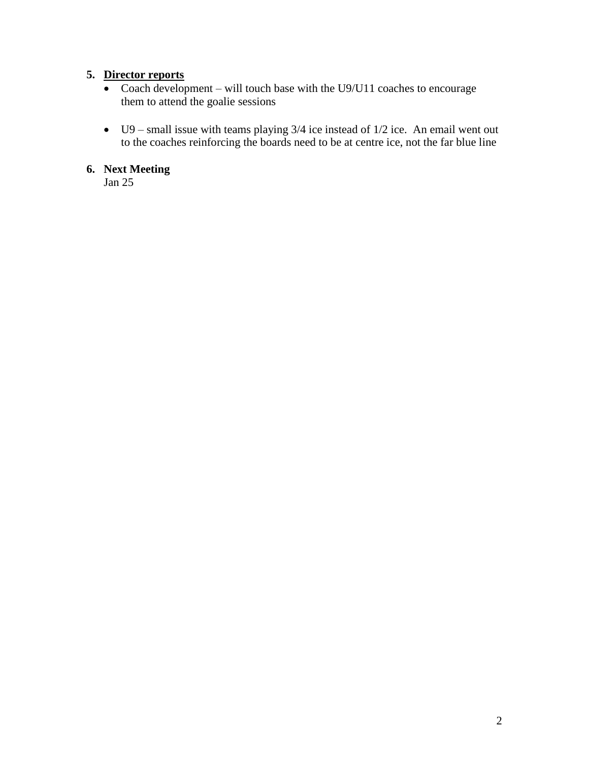5. **Director reports**
   - Coach development – will touch base with the U9/U11 coaches to encourage them to attend the goalie sessions

   - U9 – small issue with teams playing 3/4 ice instead of 1/2 ice. An email went out to the coaches reinforcing the boards need to be at centre ice, not the far blue line

6. **Next Meeting**
   Jan 25